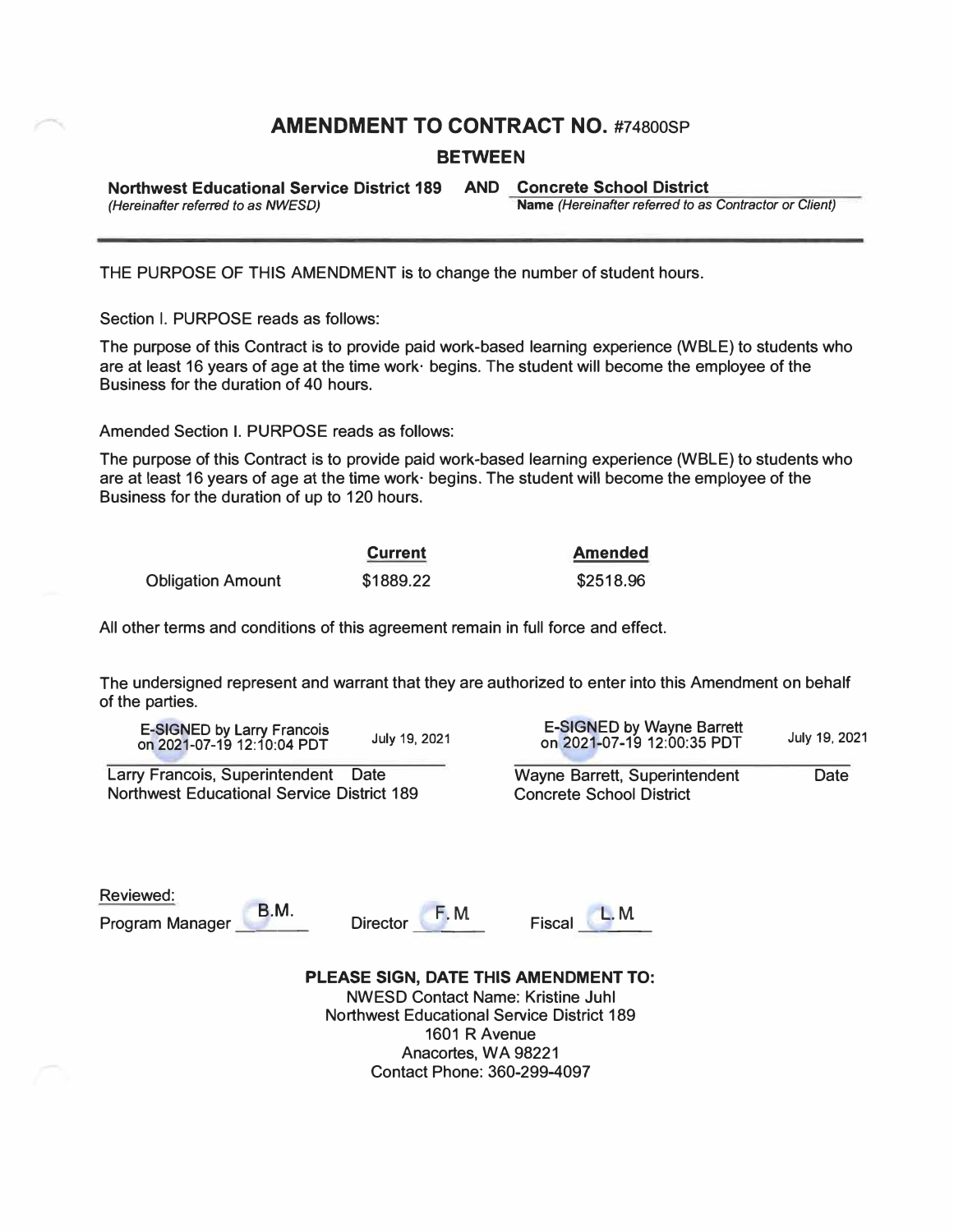# AMENDMENT TO CONTRACT NO. #74800SP

## BETWEEN

**Northwest Educational Service District 189** *(Hereinafter referred to as NWESD)* **AND** **Concrete School District** **Name** *(Hereinafter referred to as Contractor or Client)*

---

THE PURPOSE OF THIS AMENDMENT is to change the number of student hours.

Section I. PURPOSE reads as follows:

The purpose of this Contract is to provide paid work-based learning experience (WBLE) to students who are at least 16 years of age at the time work· begins. The student will become the employee of the Business for the duration of 40 hours.

Amended Section I. PURPOSE reads as follows:

The purpose of this Contract is to provide paid work-based learning experience (WBLE) to students who are at least 16 years of age at the time work· begins. The student will become the employee of the Business for the duration of up to 120 hours.

| | **Current** | **Amended** |
|---|---|---|
| Obligation Amount | $1889.22 | $2518.96 |

All other terms and conditions of this agreement remain in full force and effect.

The undersigned represent and warrant that they are authorized to enter into this Amendment on behalf of the parties.

E-SIGNED by Larry Francois on 2021-07-19 12:10:04 PDT — July 19, 2021

Larry Francois, Superintendent Date
Northwest Educational Service District 189

E-SIGNED by Wayne Barrett on 2021-07-19 12:00:35 PDT — July 19, 2021

Wayne Barrett, Superintendent Date
Concrete School District

Reviewed:

Program Manager B.M. Director F. M. Fiscal L. M.

**PLEASE SIGN, DATE THIS AMENDMENT TO:**

NWESD Contact Name: Kristine Juhl
Northwest Educational Service District 189
1601 R Avenue
Anacortes, WA 98221
Contact Phone: 360-299-4097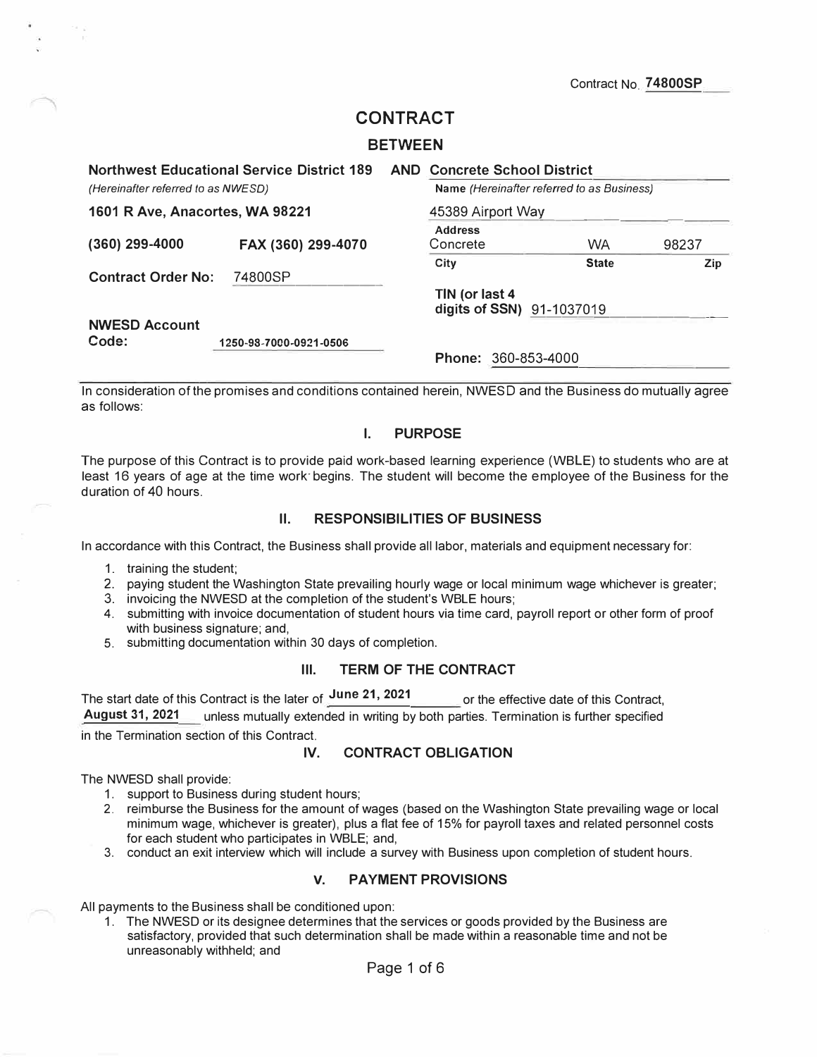Contract No. **74800SP**

# CONTRACT

## BETWEEN

| **Northwest Educational Service District 189** | | **AND** | **Concrete School District** | | |
|---|---|---|---|---|---|
| *(Hereinafter referred to as NWESD)* | | | **Name** *(Hereinafter referred to as Business)* | | |
| **1601 R Ave, Anacortes, WA 98221** | | | 45389 Airport Way | | |
| | | | **Address** | | |
| **(360) 299-4000** | **FAX (360) 299-4070** | | Concrete | WA | 98237 |
| | | | **City** | **State** | **Zip** |
| **Contract Order No:** | 74800SP | | **TIN (or last 4 digits of SSN)** 91-1037019 | | |
| **NWESD Account Code:** | 1250-98-7000-0921-0506 | | **Phone:** 360-853-4000 | | |

In consideration of the promises and conditions contained herein, NWESD and the Business do mutually agree as follows:

### I. PURPOSE

The purpose of this Contract is to provide paid work-based learning experience (WBLE) to students who are at least 16 years of age at the time work begins. The student will become the employee of the Business for the duration of 40 hours.

### II. RESPONSIBILITIES OF BUSINESS

In accordance with this Contract, the Business shall provide all labor, materials and equipment necessary for:

1. training the student;
2. paying student the Washington State prevailing hourly wage or local minimum wage whichever is greater;
3. invoicing the NWESD at the completion of the student's WBLE hours;
4. submitting with invoice documentation of student hours via time card, payroll report or other form of proof with business signature; and,
5. submitting documentation within 30 days of completion.

### III. TERM OF THE CONTRACT

The start date of this Contract is the later of **June 21, 2021** or the effective date of this Contract, **August 31, 2021** unless mutually extended in writing by both parties. Termination is further specified in the Termination section of this Contract.

### IV. CONTRACT OBLIGATION

The NWESD shall provide:

1. support to Business during student hours;
2. reimburse the Business for the amount of wages (based on the Washington State prevailing wage or local minimum wage, whichever is greater), plus a flat fee of 15% for payroll taxes and related personnel costs for each student who participates in WBLE; and,
3. conduct an exit interview which will include a survey with Business upon completion of student hours.

### V. PAYMENT PROVISIONS

All payments to the Business shall be conditioned upon:

1. The NWESD or its designee determines that the services or goods provided by the Business are satisfactory, provided that such determination shall be made within a reasonable time and not be unreasonably withheld; and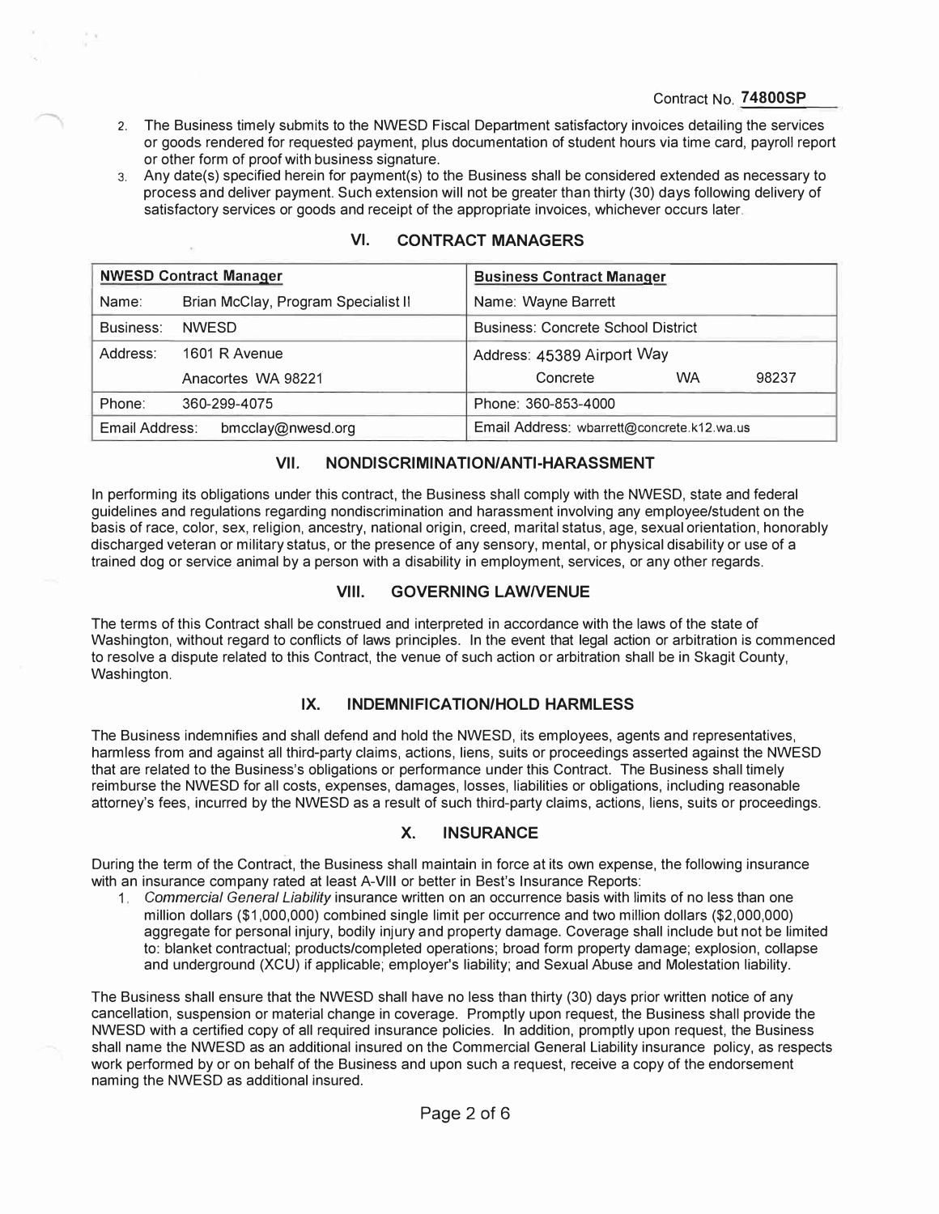Contract No. **74800SP**

2. The Business timely submits to the NWESD Fiscal Department satisfactory invoices detailing the services or goods rendered for requested payment, plus documentation of student hours via time card, payroll report or other form of proof with business signature.
3. Any date(s) specified herein for payment(s) to the Business shall be considered extended as necessary to process and deliver payment. Such extension will not be greater than thirty (30) days following delivery of satisfactory services or goods and receipt of the appropriate invoices, whichever occurs later.

## VI. CONTRACT MANAGERS

| **NWESD Contract Manager** | **Business Contract Manager** |
|---|---|
| Name: Brian McClay, Program Specialist II | Name: Wayne Barrett |
| Business: NWESD | Business: Concrete School District |
| Address: 1601 R Avenue<br>Anacortes WA 98221 | Address: 45389 Airport Way<br>Concrete WA 98237 |
| Phone: 360-299-4075 | Phone: 360-853-4000 |
| Email Address: bmcclay@nwesd.org | Email Address: wbarrett@concrete.k12.wa.us |

## VII. NONDISCRIMINATION/ANTI-HARASSMENT

In performing its obligations under this contract, the Business shall comply with the NWESD, state and federal guidelines and regulations regarding nondiscrimination and harassment involving any employee/student on the basis of race, color, sex, religion, ancestry, national origin, creed, marital status, age, sexual orientation, honorably discharged veteran or military status, or the presence of any sensory, mental, or physical disability or use of a trained dog or service animal by a person with a disability in employment, services, or any other regards.

## VIII. GOVERNING LAW/VENUE

The terms of this Contract shall be construed and interpreted in accordance with the laws of the state of Washington, without regard to conflicts of laws principles. In the event that legal action or arbitration is commenced to resolve a dispute related to this Contract, the venue of such action or arbitration shall be in Skagit County, Washington.

## IX. INDEMNIFICATION/HOLD HARMLESS

The Business indemnifies and shall defend and hold the NWESD, its employees, agents and representatives, harmless from and against all third-party claims, actions, liens, suits or proceedings asserted against the NWESD that are related to the Business's obligations or performance under this Contract. The Business shall timely reimburse the NWESD for all costs, expenses, damages, losses, liabilities or obligations, including reasonable attorney's fees, incurred by the NWESD as a result of such third-party claims, actions, liens, suits or proceedings.

## X. INSURANCE

During the term of the Contract, the Business shall maintain in force at its own expense, the following insurance with an insurance company rated at least A-VIII or better in Best's Insurance Reports:

1. *Commercial General Liability* insurance written on an occurrence basis with limits of no less than one million dollars ($1,000,000) combined single limit per occurrence and two million dollars ($2,000,000) aggregate for personal injury, bodily injury and property damage. Coverage shall include but not be limited to: blanket contractual; products/completed operations; broad form property damage; explosion, collapse and underground (XCU) if applicable; employer's liability; and Sexual Abuse and Molestation liability.

The Business shall ensure that the NWESD shall have no less than thirty (30) days prior written notice of any cancellation, suspension or material change in coverage. Promptly upon request, the Business shall provide the NWESD with a certified copy of all required insurance policies. In addition, promptly upon request, the Business shall name the NWESD as an additional insured on the Commercial General Liability insurance policy, as respects work performed by or on behalf of the Business and upon such a request, receive a copy of the endorsement naming the NWESD as additional insured.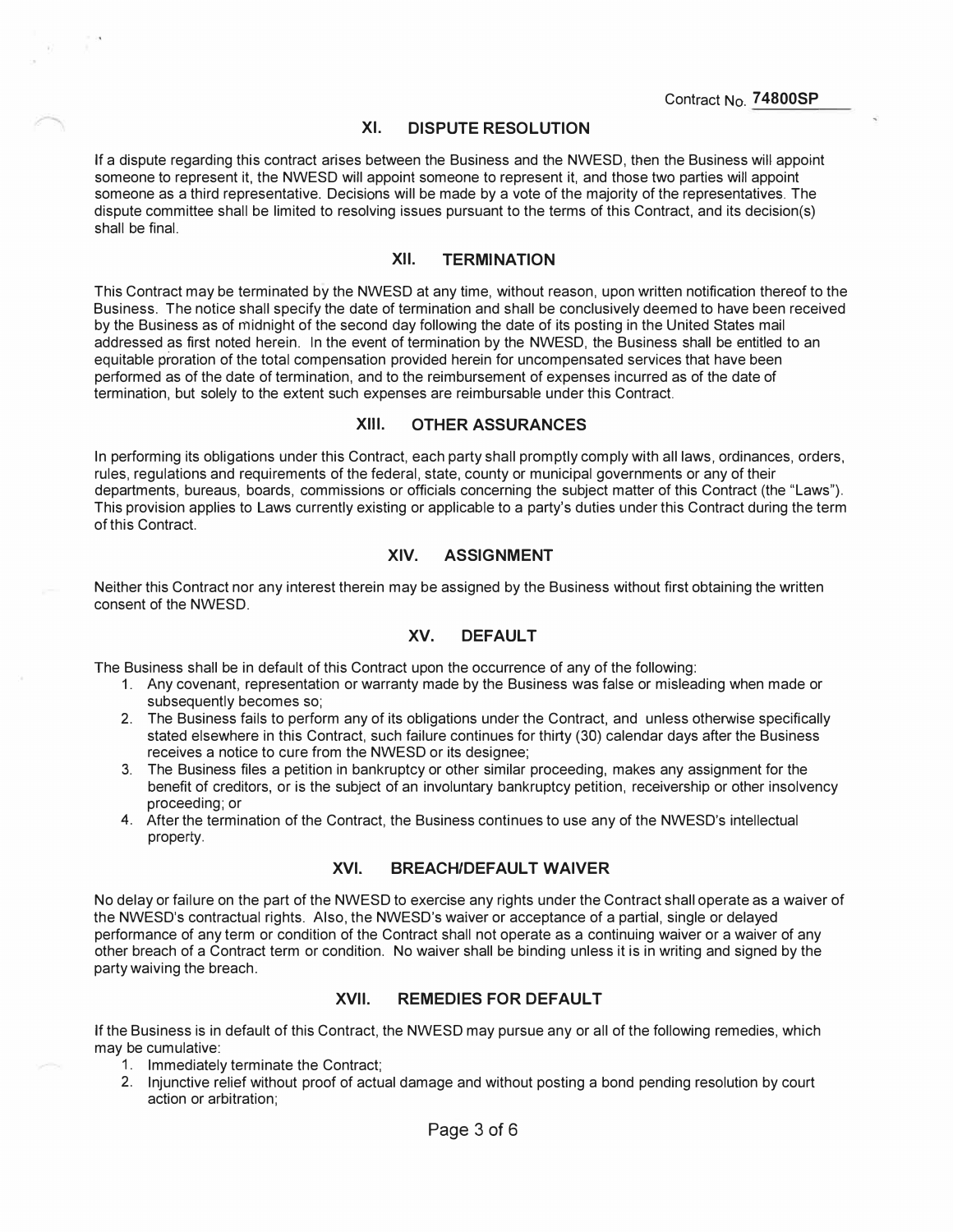Contract No. **74800SP**

## XI. DISPUTE RESOLUTION

If a dispute regarding this contract arises between the Business and the NWESD, then the Business will appoint someone to represent it, the NWESD will appoint someone to represent it, and those two parties will appoint someone as a third representative. Decisions will be made by a vote of the majority of the representatives. The dispute committee shall be limited to resolving issues pursuant to the terms of this Contract, and its decision(s) shall be final.

## XII. TERMINATION

This Contract may be terminated by the NWESD at any time, without reason, upon written notification thereof to the Business. The notice shall specify the date of termination and shall be conclusively deemed to have been received by the Business as of midnight of the second day following the date of its posting in the United States mail addressed as first noted herein. In the event of termination by the NWESD, the Business shall be entitled to an equitable proration of the total compensation provided herein for uncompensated services that have been performed as of the date of termination, and to the reimbursement of expenses incurred as of the date of termination, but solely to the extent such expenses are reimbursable under this Contract.

## XIII. OTHER ASSURANCES

In performing its obligations under this Contract, each party shall promptly comply with all laws, ordinances, orders, rules, regulations and requirements of the federal, state, county or municipal governments or any of their departments, bureaus, boards, commissions or officials concerning the subject matter of this Contract (the "Laws"). This provision applies to Laws currently existing or applicable to a party's duties under this Contract during the term of this Contract.

## XIV. ASSIGNMENT

Neither this Contract nor any interest therein may be assigned by the Business without first obtaining the written consent of the NWESD.

## XV. DEFAULT

The Business shall be in default of this Contract upon the occurrence of any of the following:

1. Any covenant, representation or warranty made by the Business was false or misleading when made or subsequently becomes so;
2. The Business fails to perform any of its obligations under the Contract, and unless otherwise specifically stated elsewhere in this Contract, such failure continues for thirty (30) calendar days after the Business receives a notice to cure from the NWESD or its designee;
3. The Business files a petition in bankruptcy or other similar proceeding, makes any assignment for the benefit of creditors, or is the subject of an involuntary bankruptcy petition, receivership or other insolvency proceeding; or
4. After the termination of the Contract, the Business continues to use any of the NWESD's intellectual property.

## XVI. BREACH/DEFAULT WAIVER

No delay or failure on the part of the NWESD to exercise any rights under the Contract shall operate as a waiver of the NWESD's contractual rights. Also, the NWESD's waiver or acceptance of a partial, single or delayed performance of any term or condition of the Contract shall not operate as a continuing waiver or a waiver of any other breach of a Contract term or condition. No waiver shall be binding unless it is in writing and signed by the party waiving the breach.

## XVII. REMEDIES FOR DEFAULT

If the Business is in default of this Contract, the NWESD may pursue any or all of the following remedies, which may be cumulative:

1. Immediately terminate the Contract;
2. Injunctive relief without proof of actual damage and without posting a bond pending resolution by court action or arbitration;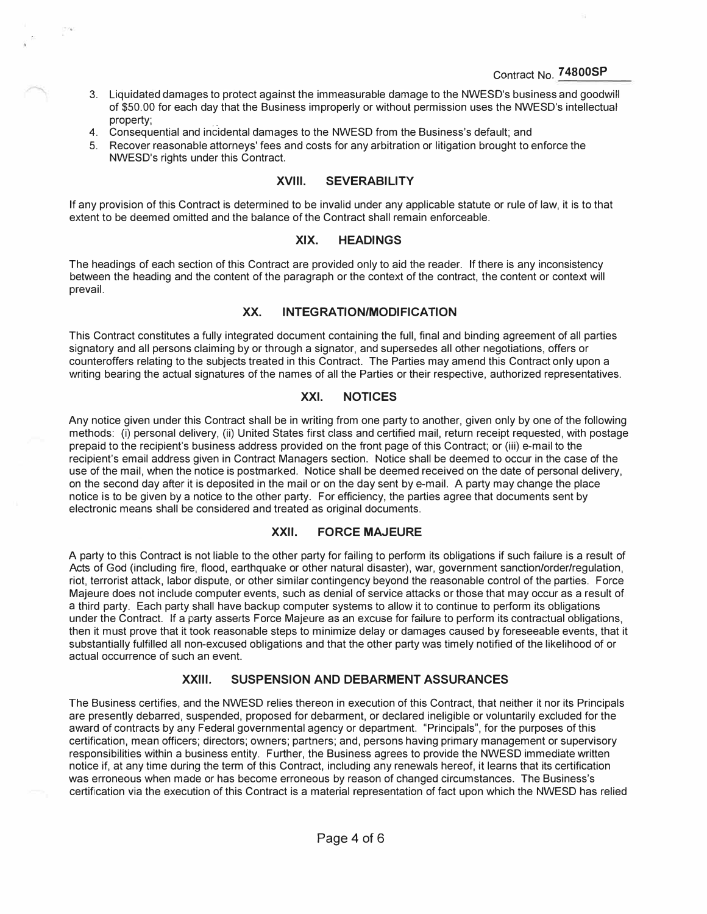3. Liquidated damages to protect against the immeasurable damage to the NWESD's business and goodwill of $50.00 for each day that the Business improperly or without permission uses the NWESD's intellectual property;
4. Consequential and incidental damages to the NWESD from the Business's default; and
5. Recover reasonable attorneys' fees and costs for any arbitration or litigation brought to enforce the NWESD's rights under this Contract.

## XVIII. SEVERABILITY

If any provision of this Contract is determined to be invalid under any applicable statute or rule of law, it is to that extent to be deemed omitted and the balance of the Contract shall remain enforceable.

## XIX. HEADINGS

The headings of each section of this Contract are provided only to aid the reader. If there is any inconsistency between the heading and the content of the paragraph or the context of the contract, the content or context will prevail.

## XX. INTEGRATION/MODIFICATION

This Contract constitutes a fully integrated document containing the full, final and binding agreement of all parties signatory and all persons claiming by or through a signator, and supersedes all other negotiations, offers or counteroffers relating to the subjects treated in this Contract. The Parties may amend this Contract only upon a writing bearing the actual signatures of the names of all the Parties or their respective, authorized representatives.

## XXI. NOTICES

Any notice given under this Contract shall be in writing from one party to another, given only by one of the following methods: (i) personal delivery, (ii) United States first class and certified mail, return receipt requested, with postage prepaid to the recipient's business address provided on the front page of this Contract; or (iii) e-mail to the recipient's email address given in Contract Managers section. Notice shall be deemed to occur in the case of the use of the mail, when the notice is postmarked. Notice shall be deemed received on the date of personal delivery, on the second day after it is deposited in the mail or on the day sent by e-mail. A party may change the place notice is to be given by a notice to the other party. For efficiency, the parties agree that documents sent by electronic means shall be considered and treated as original documents.

## XXII. FORCE MAJEURE

A party to this Contract is not liable to the other party for failing to perform its obligations if such failure is a result of Acts of God (including fire, flood, earthquake or other natural disaster), war, government sanction/order/regulation, riot, terrorist attack, labor dispute, or other similar contingency beyond the reasonable control of the parties. Force Majeure does not include computer events, such as denial of service attacks or those that may occur as a result of a third party. Each party shall have backup computer systems to allow it to continue to perform its obligations under the Contract. If a party asserts Force Majeure as an excuse for failure to perform its contractual obligations, then it must prove that it took reasonable steps to minimize delay or damages caused by foreseeable events, that it substantially fulfilled all non-excused obligations and that the other party was timely notified of the likelihood of or actual occurrence of such an event.

## XXIII. SUSPENSION AND DEBARMENT ASSURANCES

The Business certifies, and the NWESD relies thereon in execution of this Contract, that neither it nor its Principals are presently debarred, suspended, proposed for debarment, or declared ineligible or voluntarily excluded for the award of contracts by any Federal governmental agency or department. "Principals", for the purposes of this certification, mean officers; directors; owners; partners; and, persons having primary management or supervisory responsibilities within a business entity. Further, the Business agrees to provide the NWESD immediate written notice if, at any time during the term of this Contract, including any renewals hereof, it learns that its certification was erroneous when made or has become erroneous by reason of changed circumstances. The Business's certification via the execution of this Contract is a material representation of fact upon which the NWESD has relied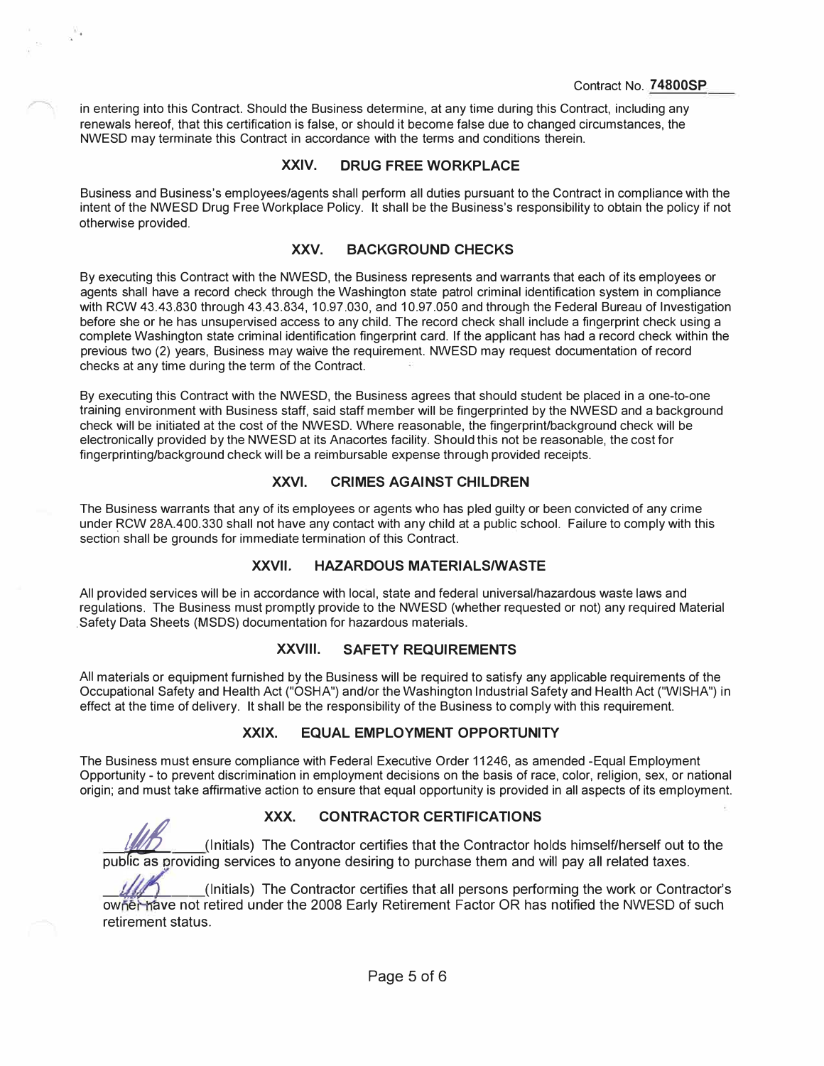Contract No. **74800SP**

in entering into this Contract. Should the Business determine, at any time during this Contract, including any renewals hereof, that this certification is false, or should it become false due to changed circumstances, the NWESD may terminate this Contract in accordance with the terms and conditions therein.

## XXIV. DRUG FREE WORKPLACE

Business and Business's employees/agents shall perform all duties pursuant to the Contract in compliance with the intent of the NWESD Drug Free Workplace Policy. It shall be the Business's responsibility to obtain the policy if not otherwise provided.

## XXV. BACKGROUND CHECKS

By executing this Contract with the NWESD, the Business represents and warrants that each of its employees or agents shall have a record check through the Washington state patrol criminal identification system in compliance with RCW 43.43.830 through 43.43.834, 10.97.030, and 10.97.050 and through the Federal Bureau of Investigation before she or he has unsupervised access to any child. The record check shall include a fingerprint check using a complete Washington state criminal identification fingerprint card. If the applicant has had a record check within the previous two (2) years, Business may waive the requirement. NWESD may request documentation of record checks at any time during the term of the Contract.

By executing this Contract with the NWESD, the Business agrees that should student be placed in a one-to-one training environment with Business staff, said staff member will be fingerprinted by the NWESD and a background check will be initiated at the cost of the NWESD. Where reasonable, the fingerprint/background check will be electronically provided by the NWESD at its Anacortes facility. Should this not be reasonable, the cost for fingerprinting/background check will be a reimbursable expense through provided receipts.

## XXVI. CRIMES AGAINST CHILDREN

The Business warrants that any of its employees or agents who has pled guilty or been convicted of any crime under RCW 28A.400.330 shall not have any contact with any child at a public school. Failure to comply with this section shall be grounds for immediate termination of this Contract.

## XXVII. HAZARDOUS MATERIALS/WASTE

All provided services will be in accordance with local, state and federal universal/hazardous waste laws and regulations. The Business must promptly provide to the NWESD (whether requested or not) any required Material Safety Data Sheets (MSDS) documentation for hazardous materials.

## XXVIII. SAFETY REQUIREMENTS

All materials or equipment furnished by the Business will be required to satisfy any applicable requirements of the Occupational Safety and Health Act ("OSHA") and/or the Washington Industrial Safety and Health Act ("WISHA") in effect at the time of delivery. It shall be the responsibility of the Business to comply with this requirement.

## XXIX. EQUAL EMPLOYMENT OPPORTUNITY

The Business must ensure compliance with Federal Executive Order 11246, as amended -Equal Employment Opportunity - to prevent discrimination in employment decisions on the basis of race, color, religion, sex, or national origin; and must take affirmative action to ensure that equal opportunity is provided in all aspects of its employment.

## XXX. CONTRACTOR CERTIFICATIONS

\_\_\_\_\_\_\_\_(Initials) The Contractor certifies that the Contractor holds himself/herself out to the public as providing services to anyone desiring to purchase them and will pay all related taxes.

\_\_\_\_\_\_\_\_(Initials) The Contractor certifies that all persons performing the work or Contractor's owner have not retired under the 2008 Early Retirement Factor OR has notified the NWESD of such retirement status.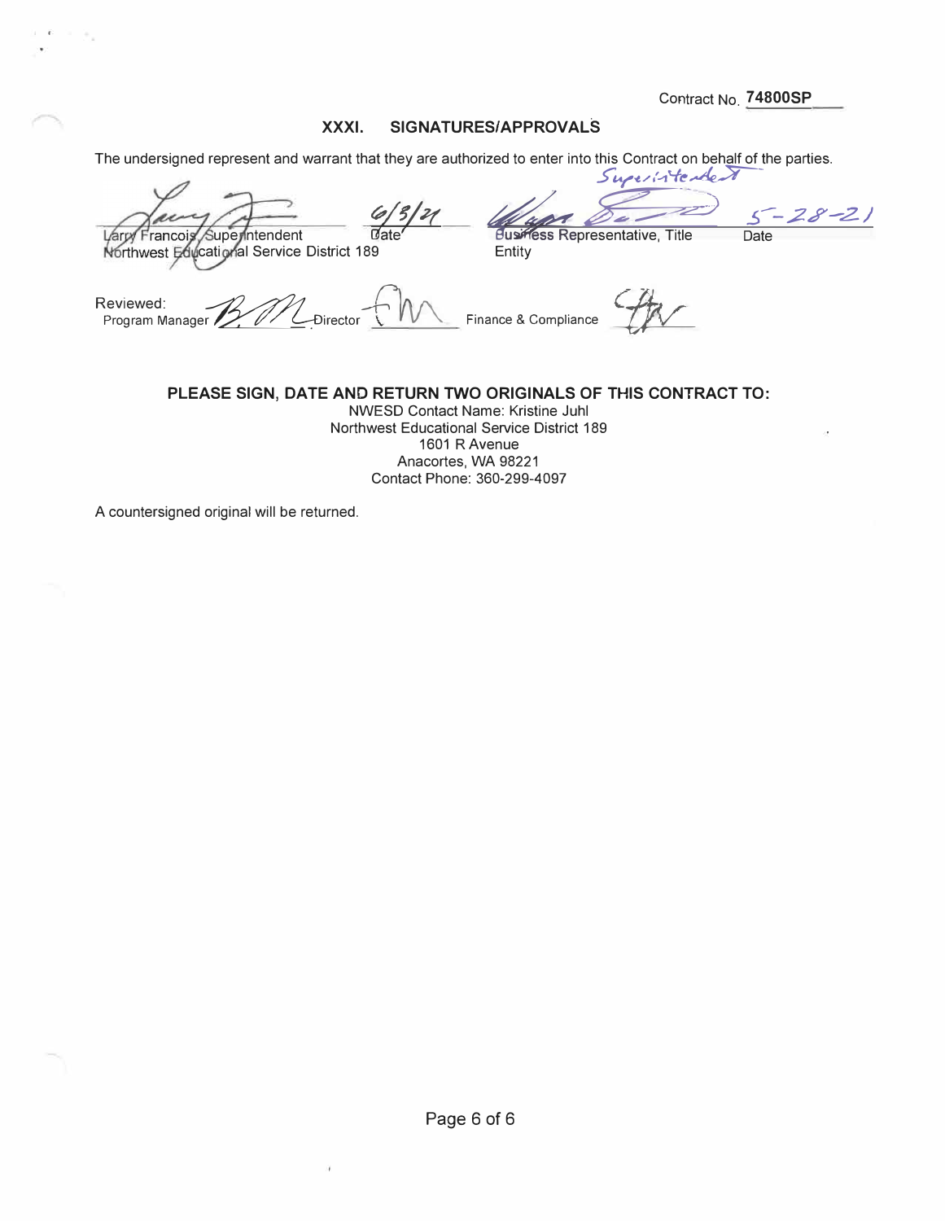Contract No. **74800SP**

## XXXI. SIGNATURES/APPROVALS

The undersigned represent and warrant that they are authorized to enter into this Contract on behalf of the parties.

| | | | |
|---|---|---|---|
| Larry Francois, Superintendent<br>Northwest Educational Service District 189 | Date<br>6/3/21 | Business Representative, Title<br>Superintendent<br>Entity | Date<br>5-28-21 |

Reviewed:
Program Manager ________ Director ________ Finance & Compliance ________

**PLEASE SIGN, DATE AND RETURN TWO ORIGINALS OF THIS CONTRACT TO:**

NWESD Contact Name: Kristine Juhl
Northwest Educational Service District 189
1601 R Avenue
Anacortes, WA 98221
Contact Phone: 360-299-4097

A countersigned original will be returned.